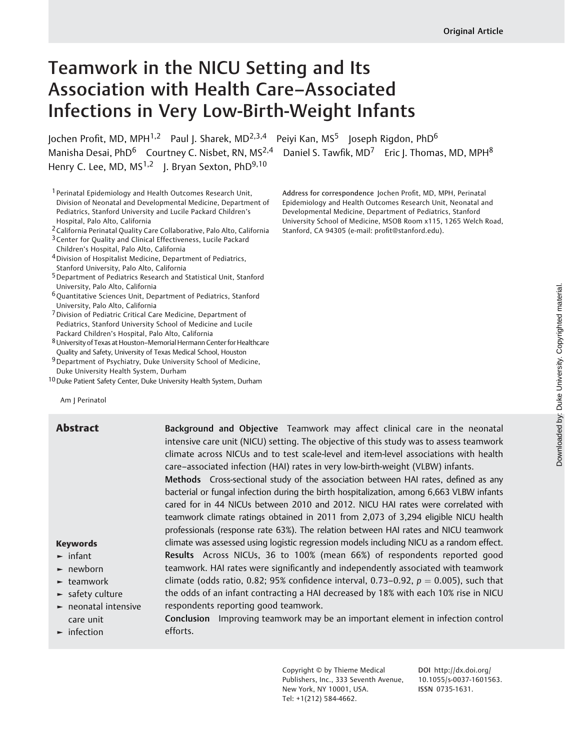Original Article

# Teamwork in the NICU Setting and Its Association with Health Care–Associated Infections in Very Low-Birth-Weight Infants

Jochen Profit, MD, MPH[1,2] Paul J. Sharek, MD[2,3,4] Peiyi Kan, MS[5] Joseph Rigdon, PhD[6] Manisha Desai, PhD[6] Courtney C. Nisbet, RN, MS[2,4] Daniel S. Tawfik, MD[7] Eric J. Thomas, MD, MPH[8] Henry C. Lee, MD, MS[1,2] J. Bryan Sexton, PhD[9,10]

[1] Perinatal Epidemiology and Health Outcomes Research Unit, Division of Neonatal and Developmental Medicine, Department of Pediatrics, Stanford University and Lucile Packard Children's Hospital, Palo Alto, California
[2] California Perinatal Quality Care Collaborative, Palo Alto, California
[3] Center for Quality and Clinical Effectiveness, Lucile Packard Children's Hospital, Palo Alto, California
[4] Division of Hospitalist Medicine, Department of Pediatrics, Stanford University, Palo Alto, California
[5] Department of Pediatrics Research and Statistical Unit, Stanford University, Palo Alto, California
[6] Quantitative Sciences Unit, Department of Pediatrics, Stanford University, Palo Alto, California
[7] Division of Pediatric Critical Care Medicine, Department of Pediatrics, Stanford University School of Medicine and Lucile Packard Children's Hospital, Palo Alto, California
[8] University of Texas at Houston–Memorial Hermann Center for Healthcare Quality and Safety, University of Texas Medical School, Houston
[9] Department of Psychiatry, Duke University School of Medicine, Duke University Health System, Durham
[10] Duke Patient Safety Center, Duke University Health System, Durham

**Address for correspondence** Jochen Profit, MD, MPH, Perinatal Epidemiology and Health Outcomes Research Unit, Neonatal and Developmental Medicine, Department of Pediatrics, Stanford University School of Medicine, MSOB Room x115, 1265 Welch Road, Stanford, CA 94305 (e-mail: profit@stanford.edu).

Am J Perinatol

## Abstract

**Background and Objective** Teamwork may affect clinical care in the neonatal intensive care unit (NICU) setting. The objective of this study was to assess teamwork climate across NICUs and to test scale-level and item-level associations with health care–associated infection (HAI) rates in very low-birth-weight (VLBW) infants.

**Methods** Cross-sectional study of the association between HAI rates, defined as any bacterial or fungal infection during the birth hospitalization, among 6,663 VLBW infants cared for in 44 NICUs between 2010 and 2012. NICU HAI rates were correlated with teamwork climate ratings obtained in 2011 from 2,073 of 3,294 eligible NICU health professionals (response rate 63%). The relation between HAI rates and NICU teamwork climate was assessed using logistic regression models including NICU as a random effect.

**Results** Across NICUs, 36 to 100% (mean 66%) of respondents reported good teamwork. HAI rates were significantly and independently associated with teamwork climate (odds ratio, 0.82; 95% confidence interval, 0.73–0.92, $p = 0.005$), such that the odds of an infant contracting a HAI decreased by 18% with each 10% rise in NICU respondents reporting good teamwork.

**Conclusion** Improving teamwork may be an important element in infection control efforts.

**Keywords**

- infant
- newborn
- teamwork
- safety culture
- neonatal intensive care unit
- infection

Copyright © by Thieme Medical Publishers, Inc., 333 Seventh Avenue, New York, NY 10001, USA. Tel: +1(212) 584-4662.

DOI http://dx.doi.org/10.1055/s-0037-1601563. ISSN 0735-1631.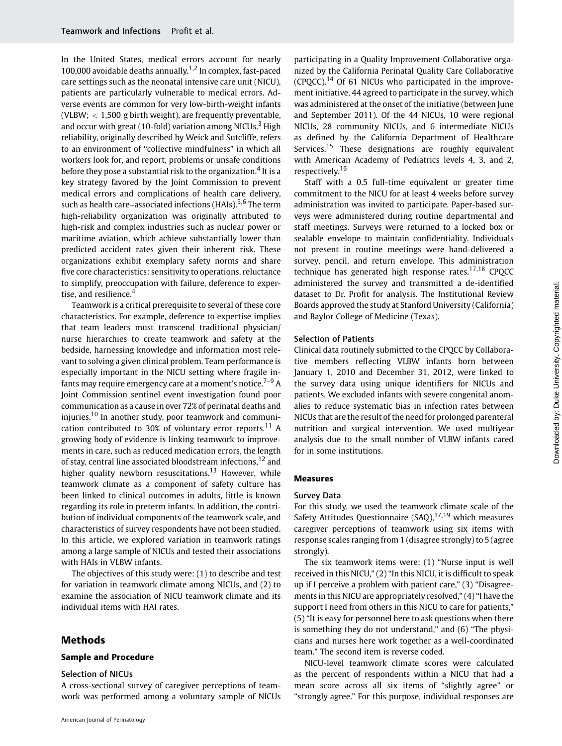In the United States, medical errors account for nearly 100,000 avoidable deaths annually.[1,2] In complex, fast-paced care settings such as the neonatal intensive care unit (NICU), patients are particularly vulnerable to medical errors. Adverse events are common for very low-birth-weight infants (VLBW; < 1,500 g birth weight), are frequently preventable, and occur with great (10-fold) variation among NICUs.[3] High reliability, originally described by Weick and Sutcliffe, refers to an environment of "collective mindfulness" in which all workers look for, and report, problems or unsafe conditions before they pose a substantial risk to the organization.[4] It is a key strategy favored by the Joint Commission to prevent medical errors and complications of health care delivery, such as health care–associated infections (HAIs).[5,6] The term high-reliability organization was originally attributed to high-risk and complex industries such as nuclear power or maritime aviation, which achieve substantially lower than predicted accident rates given their inherent risk. These organizations exhibit exemplary safety norms and share five core characteristics: sensitivity to operations, reluctance to simplify, preoccupation with failure, deference to expertise, and resilience.[4]

Teamwork is a critical prerequisite to several of these core characteristics. For example, deference to expertise implies that team leaders must transcend traditional physician/nurse hierarchies to create teamwork and safety at the bedside, harnessing knowledge and information most relevant to solving a given clinical problem. Team performance is especially important in the NICU setting where fragile infants may require emergency care at a moment's notice.[7–9] A Joint Commission sentinel event investigation found poor communication as a cause in over 72% of perinatal deaths and injuries.[10] In another study, poor teamwork and communication contributed to 30% of voluntary error reports.[11] A growing body of evidence is linking teamwork to improvements in care, such as reduced medication errors, the length of stay, central line associated bloodstream infections,[12] and higher quality newborn resuscitations.[13] However, while teamwork climate as a component of safety culture has been linked to clinical outcomes in adults, little is known regarding its role in preterm infants. In addition, the contribution of individual components of the teamwork scale, and characteristics of survey respondents have not been studied. In this article, we explored variation in teamwork ratings among a large sample of NICUs and tested their associations with HAIs in VLBW infants.

The objectives of this study were: (1) to describe and test for variation in teamwork climate among NICUs, and (2) to examine the association of NICU teamwork climate and its individual items with HAI rates.

## Methods

### Sample and Procedure

#### Selection of NICUs

A cross-sectional survey of caregiver perceptions of teamwork was performed among a voluntary sample of NICUs participating in a Quality Improvement Collaborative organized by the California Perinatal Quality Care Collaborative (CPQCC).[14] Of 61 NICUs who participated in the improvement initiative, 44 agreed to participate in the survey, which was administered at the onset of the initiative (between June and September 2011). Of the 44 NICUs, 10 were regional NICUs, 28 community NICUs, and 6 intermediate NICUs as defined by the California Department of Healthcare Services.[15] These designations are roughly equivalent with American Academy of Pediatrics levels 4, 3, and 2, respectively.[16]

Staff with a 0.5 full-time equivalent or greater time commitment to the NICU for at least 4 weeks before survey administration was invited to participate. Paper-based surveys were administered during routine departmental and staff meetings. Surveys were returned to a locked box or sealable envelope to maintain confidentiality. Individuals not present in routine meetings were hand-delivered a survey, pencil, and return envelope. This administration technique has generated high response rates.[17,18] CPQCC administered the survey and transmitted a de-identified dataset to Dr. Profit for analysis. The Institutional Review Boards approved the study at Stanford University (California) and Baylor College of Medicine (Texas).

#### Selection of Patients

Clinical data routinely submitted to the CPQCC by Collaborative members reflecting VLBW infants born between January 1, 2010 and December 31, 2012, were linked to the survey data using unique identifiers for NICUs and patients. We excluded infants with severe congenital anomalies to reduce systematic bias in infection rates between NICUs that are the result of the need for prolonged parenteral nutrition and surgical intervention. We used multiyear analysis due to the small number of VLBW infants cared for in some institutions.

### Measures

#### Survey Data

For this study, we used the teamwork climate scale of the Safety Attitudes Questionnaire (SAQ),[17,19] which measures caregiver perceptions of teamwork using six items with response scales ranging from 1 (disagree strongly) to 5 (agree strongly).

The six teamwork items were: (1) "Nurse input is well received in this NICU," (2) "In this NICU, it is difficult to speak up if I perceive a problem with patient care," (3) "Disagreements in this NICU are appropriately resolved," (4) "I have the support I need from others in this NICU to care for patients," (5) "It is easy for personnel here to ask questions when there is something they do not understand," and (6) "The physicians and nurses here work together as a well-coordinated team." The second item is reverse coded.

NICU-level teamwork climate scores were calculated as the percent of respondents within a NICU that had a mean score across all six items of "slightly agree" or "strongly agree." For this purpose, individual responses are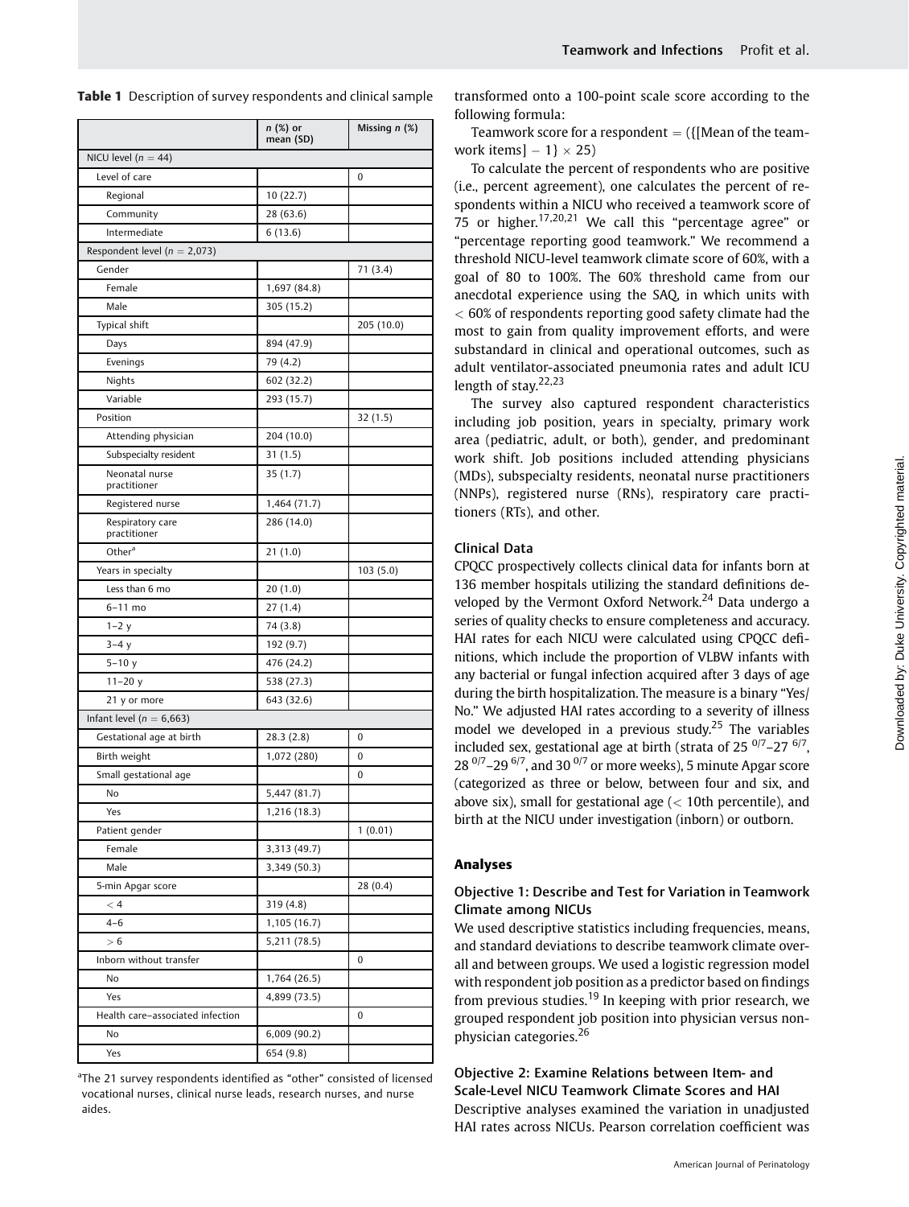**Table 1** Description of survey respondents and clinical sample

| | n (%) or mean (SD) | Missing n (%) |
|---|---|---|
| NICU level (n = 44) | | |
| Level of care | | 0 |
| Regional | 10 (22.7) | |
| Community | 28 (63.6) | |
| Intermediate | 6 (13.6) | |
| Respondent level (n = 2,073) | | |
| Gender | | 71 (3.4) |
| Female | 1,697 (84.8) | |
| Male | 305 (15.2) | |
| Typical shift | | 205 (10.0) |
| Days | 894 (47.9) | |
| Evenings | 79 (4.2) | |
| Nights | 602 (32.2) | |
| Variable | 293 (15.7) | |
| Position | | 32 (1.5) |
| Attending physician | 204 (10.0) | |
| Subspecialty resident | 31 (1.5) | |
| Neonatal nurse practitioner | 35 (1.7) | |
| Registered nurse | 1,464 (71.7) | |
| Respiratory care practitioner | 286 (14.0) | |
| Other[a] | 21 (1.0) | |
| Years in specialty | | 103 (5.0) |
| Less than 6 mo | 20 (1.0) | |
| 6–11 mo | 27 (1.4) | |
| 1–2 y | 74 (3.8) | |
| 3–4 y | 192 (9.7) | |
| 5–10 y | 476 (24.2) | |
| 11–20 y | 538 (27.3) | |
| 21 y or more | 643 (32.6) | |
| Infant level (n = 6,663) | | |
| Gestational age at birth | 28.3 (2.8) | 0 |
| Birth weight | 1,072 (280) | 0 |
| Small gestational age | | 0 |
| No | 5,447 (81.7) | |
| Yes | 1,216 (18.3) | |
| Patient gender | | 1 (0.01) |
| Female | 3,313 (49.7) | |
| Male | 3,349 (50.3) | |
| 5-min Apgar score | | 28 (0.4) |
| < 4 | 319 (4.8) | |
| 4–6 | 1,105 (16.7) | |
| > 6 | 5,211 (78.5) | |
| Inborn without transfer | | 0 |
| No | 1,764 (26.5) | |
| Yes | 4,899 (73.5) | |
| Health care–associated infection | | 0 |
| No | 6,009 (90.2) | |
| Yes | 654 (9.8) | |

[a]The 21 survey respondents identified as "other" consisted of licensed vocational nurses, clinical nurse leads, research nurses, and nurse aides.

transformed onto a 100-point scale score according to the following formula:

Teamwork score for a respondent = ({[Mean of the teamwork items] − 1} × 25)

To calculate the percent of respondents who are positive (i.e., percent agreement), one calculates the percent of respondents within a NICU who received a teamwork score of 75 or higher.[17,20,21] We call this "percentage agree" or "percentage reporting good teamwork." We recommend a threshold NICU-level teamwork climate score of 60%, with a goal of 80 to 100%. The 60% threshold came from our anecdotal experience using the SAQ, in which units with < 60% of respondents reporting good safety climate had the most to gain from quality improvement efforts, and were substandard in clinical and operational outcomes, such as adult ventilator-associated pneumonia rates and adult ICU length of stay.[22,23]

The survey also captured respondent characteristics including job position, years in specialty, primary work area (pediatric, adult, or both), gender, and predominant work shift. Job positions included attending physicians (MDs), subspecialty residents, neonatal nurse practitioners (NNPs), registered nurse (RNs), respiratory care practitioners (RTs), and other.

### Clinical Data

CPQCC prospectively collects clinical data for infants born at 136 member hospitals utilizing the standard definitions developed by the Vermont Oxford Network.[24] Data undergo a series of quality checks to ensure completeness and accuracy. HAI rates for each NICU were calculated using CPQCC definitions, which include the proportion of VLBW infants with any bacterial or fungal infection acquired after 3 days of age during the birth hospitalization. The measure is a binary "Yes/No." We adjusted HAI rates according to a severity of illness model we developed in a previous study.[25] The variables included sex, gestational age at birth (strata of 25 $^{0/7}$–27 $^{6/7}$, 28 $^{0/7}$–29 $^{6/7}$, and 30 $^{0/7}$ or more weeks), 5 minute Apgar score (categorized as three or below, between four and six, and above six), small for gestational age (< 10th percentile), and birth at the NICU under investigation (inborn) or outborn.

## Analyses

### Objective 1: Describe and Test for Variation in Teamwork Climate among NICUs

We used descriptive statistics including frequencies, means, and standard deviations to describe teamwork climate overall and between groups. We used a logistic regression model with respondent job position as a predictor based on findings from previous studies.[19] In keeping with prior research, we grouped respondent job position into physician versus nonphysician categories.[26]

### Objective 2: Examine Relations between Item- and Scale-Level NICU Teamwork Climate Scores and HAI

Descriptive analyses examined the variation in unadjusted HAI rates across NICUs. Pearson correlation coefficient was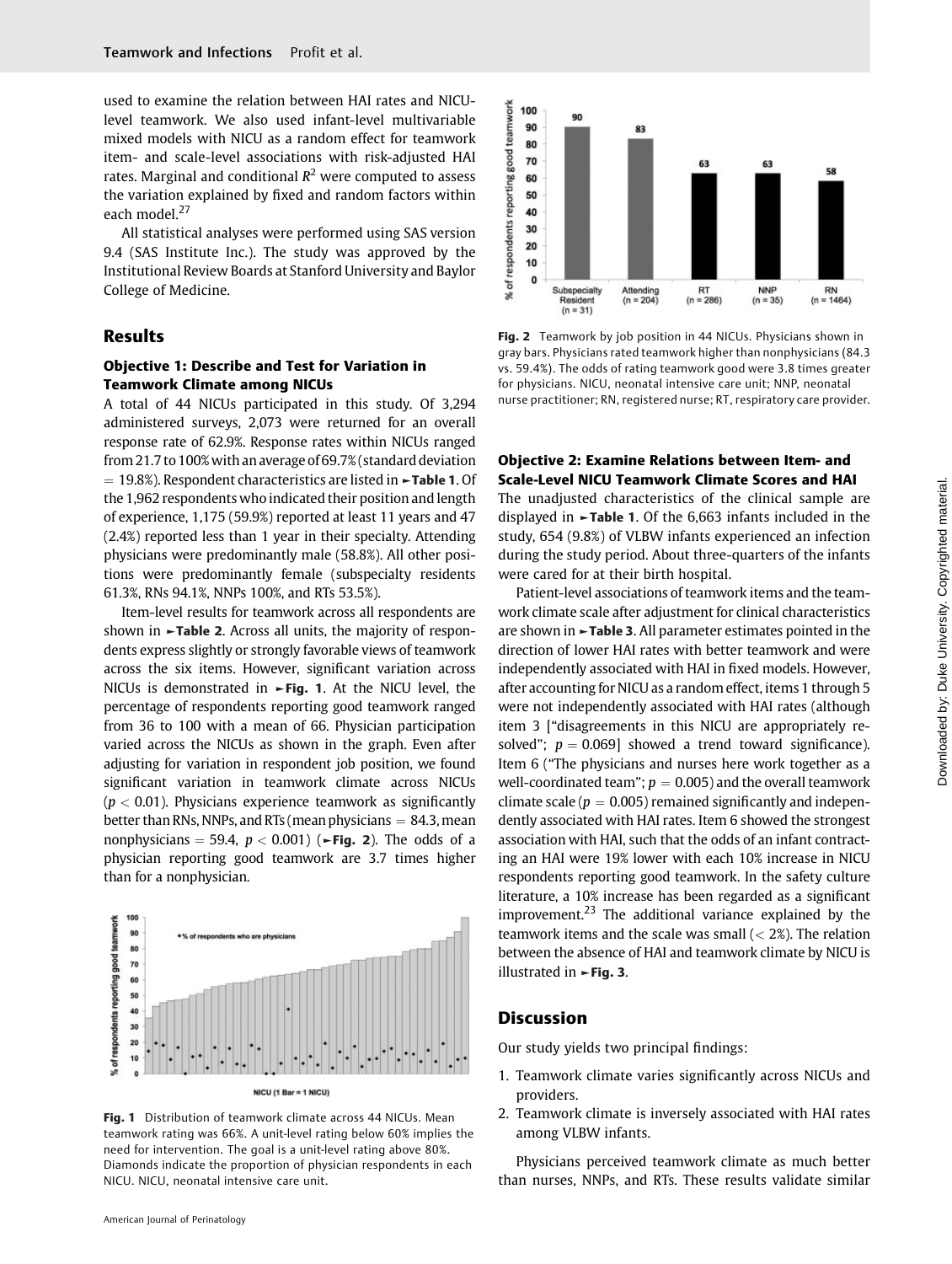used to examine the relation between HAI rates and NICU-level teamwork. We also used infant-level multivariable mixed models with NICU as a random effect for teamwork item- and scale-level associations with risk-adjusted HAI rates. Marginal and conditional $R^2$ were computed to assess the variation explained by fixed and random factors within each model.[27]

All statistical analyses were performed using SAS version 9.4 (SAS Institute Inc.). The study was approved by the Institutional Review Boards at Stanford University and Baylor College of Medicine.

## Results

### Objective 1: Describe and Test for Variation in Teamwork Climate among NICUs

A total of 44 NICUs participated in this study. Of 3,294 administered surveys, 2,073 were returned for an overall response rate of 62.9%. Response rates within NICUs ranged from 21.7 to 100% with an average of 69.7% (standard deviation = 19.8%). Respondent characteristics are listed in ►Table 1. Of the 1,962 respondents who indicated their position and length of experience, 1,175 (59.9%) reported at least 11 years and 47 (2.4%) reported less than 1 year in their specialty. Attending physicians were predominantly male (58.8%). All other positions were predominantly female (subspecialty residents 61.3%, RNs 94.1%, NNPs 100%, and RTs 53.5%).

Item-level results for teamwork across all respondents are shown in ►Table 2. Across all units, the majority of respondents express slightly or strongly favorable views of teamwork across the six items. However, significant variation across NICUs is demonstrated in ►Fig. 1. At the NICU level, the percentage of respondents reporting good teamwork ranged from 36 to 100 with a mean of 66. Physician participation varied across the NICUs as shown in the graph. Even after adjusting for variation in respondent job position, we found significant variation in teamwork climate across NICUs ($p < 0.01$). Physicians experience teamwork as significantly better than RNs, NNPs, and RTs (mean physicians = 84.3, mean nonphysicians = 59.4, $p < 0.001$) (►Fig. 2). The odds of a physician reporting good teamwork are 3.7 times higher than for a nonphysician.

**Fig. 1** Distribution of teamwork climate across 44 NICUs. Mean teamwork rating was 66%. A unit-level rating below 60% implies the need for intervention. The goal is a unit-level rating above 80%. Diamonds indicate the proportion of physician respondents in each NICU. NICU, neonatal intensive care unit.

**Fig. 2** Teamwork by job position in 44 NICUs. Physicians shown in gray bars. Physicians rated teamwork higher than nonphysicians (84.3 vs. 59.4%). The odds of rating teamwork good were 3.8 times greater for physicians. NICU, neonatal intensive care unit; NNP, neonatal nurse practitioner; RN, registered nurse; RT, respiratory care provider.

### Objective 2: Examine Relations between Item- and Scale-Level NICU Teamwork Climate Scores and HAI

The unadjusted characteristics of the clinical sample are displayed in ►Table 1. Of the 6,663 infants included in the study, 654 (9.8%) of VLBW infants experienced an infection during the study period. About three-quarters of the infants were cared for at their birth hospital.

Patient-level associations of teamwork items and the teamwork climate scale after adjustment for clinical characteristics are shown in ►Table 3. All parameter estimates pointed in the direction of lower HAI rates with better teamwork and were independently associated with HAI in fixed models. However, after accounting for NICU as a random effect, items 1 through 5 were not independently associated with HAI rates (although item 3 ["disagreements in this NICU are appropriately resolved"; $p = 0.069$] showed a trend toward significance). Item 6 ("The physicians and nurses here work together as a well-coordinated team"; $p = 0.005$) and the overall teamwork climate scale ($p = 0.005$) remained significantly and independently associated with HAI rates. Item 6 showed the strongest association with HAI, such that the odds of an infant contracting an HAI were 19% lower with each 10% increase in NICU respondents reporting good teamwork. In the safety culture literature, a 10% increase has been regarded as a significant improvement.[23] The additional variance explained by the teamwork items and the scale was small (< 2%). The relation between the absence of HAI and teamwork climate by NICU is illustrated in ►Fig. 3.

## Discussion

Our study yields two principal findings:

1. Teamwork climate varies significantly across NICUs and providers.
2. Teamwork climate is inversely associated with HAI rates among VLBW infants.

Physicians perceived teamwork climate as much better than nurses, NNPs, and RTs. These results validate similar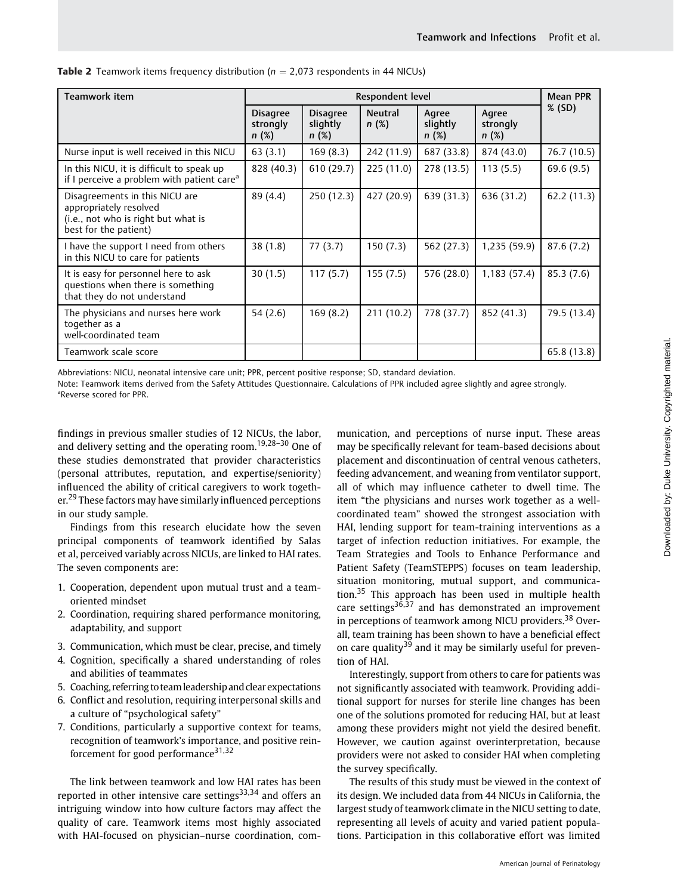**Table 2** Teamwork items frequency distribution ($n = 2,073$ respondents in 44 NICUs)

| Teamwork item | Respondent level | | | | | Mean PPR % (SD) |
|---|---|---|---|---|---|---|
| | Disagree strongly n (%) | Disagree slightly n (%) | Neutral n (%) | Agree slightly n (%) | Agree strongly n (%) | |
| Nurse input is well received in this NICU | 63 (3.1) | 169 (8.3) | 242 (11.9) | 687 (33.8) | 874 (43.0) | 76.7 (10.5) |
| In this NICU, it is difficult to speak up if I perceive a problem with patient care[a] | 828 (40.3) | 610 (29.7) | 225 (11.0) | 278 (13.5) | 113 (5.5) | 69.6 (9.5) |
| Disagreements in this NICU are appropriately resolved (i.e., not who is right but what is best for the patient) | 89 (4.4) | 250 (12.3) | 427 (20.9) | 639 (31.3) | 636 (31.2) | 62.2 (11.3) |
| I have the support I need from others in this NICU to care for patients | 38 (1.8) | 77 (3.7) | 150 (7.3) | 562 (27.3) | 1,235 (59.9) | 87.6 (7.2) |
| It is easy for personnel here to ask questions when there is something that they do not understand | 30 (1.5) | 117 (5.7) | 155 (7.5) | 576 (28.0) | 1,183 (57.4) | 85.3 (7.6) |
| The physicians and nurses here work together as a well-coordinated team | 54 (2.6) | 169 (8.2) | 211 (10.2) | 778 (37.7) | 852 (41.3) | 79.5 (13.4) |
| Teamwork scale score | | | | | | 65.8 (13.8) |

Abbreviations: NICU, neonatal intensive care unit; PPR, percent positive response; SD, standard deviation.
Note: Teamwork items derived from the Safety Attitudes Questionnaire. Calculations of PPR included agree slightly and agree strongly.
[a]Reverse scored for PPR.

findings in previous smaller studies of 12 NICUs, the labor, and delivery setting and the operating room.[19,28–30] One of these studies demonstrated that provider characteristics (personal attributes, reputation, and expertise/seniority) influenced the ability of critical caregivers to work together.[29] These factors may have similarly influenced perceptions in our study sample.

Findings from this research elucidate how the seven principal components of teamwork identified by Salas et al, perceived variably across NICUs, are linked to HAI rates. The seven components are:

1. Cooperation, dependent upon mutual trust and a team-oriented mindset
2. Coordination, requiring shared performance monitoring, adaptability, and support
3. Communication, which must be clear, precise, and timely
4. Cognition, specifically a shared understanding of roles and abilities of teammates
5. Coaching, referring to team leadership and clear expectations
6. Conflict and resolution, requiring interpersonal skills and a culture of "psychological safety"
7. Conditions, particularly a supportive context for teams, recognition of teamwork's importance, and positive reinforcement for good performance[31,32]

The link between teamwork and low HAI rates has been reported in other intensive care settings[33,34] and offers an intriguing window into how culture factors may affect the quality of care. Teamwork items most highly associated with HAI-focused on physician–nurse coordination, communication, and perceptions of nurse input. These areas may be specifically relevant for team-based decisions about placement and discontinuation of central venous catheters, feeding advancement, and weaning from ventilator support, all of which may influence catheter to dwell time. The item "the physicians and nurses work together as a well-coordinated team" showed the strongest association with HAI, lending support for team-training interventions as a target of infection reduction initiatives. For example, the Team Strategies and Tools to Enhance Performance and Patient Safety (TeamSTEPPS) focuses on team leadership, situation monitoring, mutual support, and communication.[35] This approach has been used in multiple health care settings[36,37] and has demonstrated an improvement in perceptions of teamwork among NICU providers.[38] Overall, team training has been shown to have a beneficial effect on care quality[39] and it may be similarly useful for prevention of HAI.

Interestingly, support from others to care for patients was not significantly associated with teamwork. Providing additional support for nurses for sterile line changes has been one of the solutions promoted for reducing HAI, but at least among these providers might not yield the desired benefit. However, we caution against overinterpretation, because providers were not asked to consider HAI when completing the survey specifically.

The results of this study must be viewed in the context of its design. We included data from 44 NICUs in California, the largest study of teamwork climate in the NICU setting to date, representing all levels of acuity and varied patient populations. Participation in this collaborative effort was limited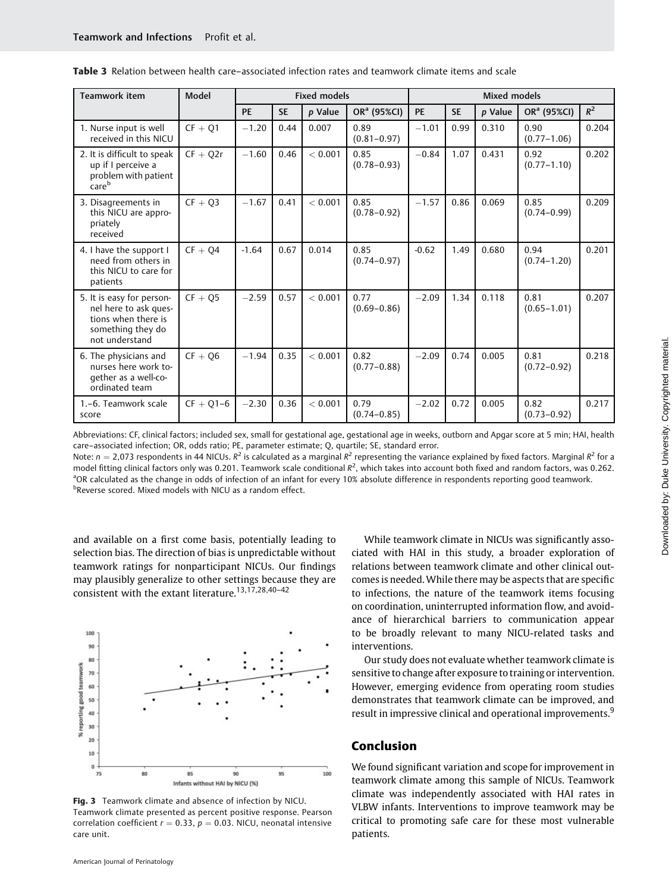**Table 3** Relation between health care–associated infection rates and teamwork climate items and scale

| Teamwork item | Model | Fixed models | | | | Mixed models | | | | |
|---|---|---|---|---|---|---|---|---|---|---|
| | | PE | SE | p Value | OR[a] (95%CI) | PE | SE | p Value | OR[a] (95%CI) | $R^2$ |
| 1. Nurse input is well received in this NICU | CF + Q1 | −1.20 | 0.44 | 0.007 | 0.89 (0.81–0.97) | −1.01 | 0.99 | 0.310 | 0.90 (0.77–1.06) | 0.204 |
| 2. It is difficult to speak up if I perceive a problem with patient care[b] | CF + Q2r | −1.60 | 0.46 | < 0.001 | 0.85 (0.78–0.93) | −0.84 | 1.07 | 0.431 | 0.92 (0.77–1.10) | 0.202 |
| 3. Disagreements in this NICU are appropriately received | CF + Q3 | −1.67 | 0.41 | < 0.001 | 0.85 (0.78–0.92) | −1.57 | 0.86 | 0.069 | 0.85 (0.74–0.99) | 0.209 |
| 4. I have the support I need from others in this NICU to care for patients | CF + Q4 | -1.64 | 0.67 | 0.014 | 0.85 (0.74–0.97) | -0.62 | 1.49 | 0.680 | 0.94 (0.74–1.20) | 0.201 |
| 5. It is easy for personnel here to ask questions when there is something they do not understand | CF + Q5 | −2.59 | 0.57 | < 0.001 | 0.77 (0.69–0.86) | −2.09 | 1.34 | 0.118 | 0.81 (0.65–1.01) | 0.207 |
| 6. The physicians and nurses here work together as a well-coordinated team | CF + Q6 | −1.94 | 0.35 | < 0.001 | 0.82 (0.77–0.88) | −2.09 | 0.74 | 0.005 | 0.81 (0.72–0.92) | 0.218 |
| 1.–6. Teamwork scale score | CF + Q1–6 | −2.30 | 0.36 | < 0.001 | 0.79 (0.74–0.85) | −2.02 | 0.72 | 0.005 | 0.82 (0.73–0.92) | 0.217 |

Abbreviations: CF, clinical factors; included sex, small for gestational age, gestational age in weeks, outborn and Apgar score at 5 min; HAI, health care–associated infection; OR, odds ratio; PE, parameter estimate; Q, quartile; SE, standard error.
Note: $n = 2,073$ respondents in 44 NICUs. $R^2$ is calculated as a marginal $R^2$ representing the variance explained by fixed factors. Marginal $R^2$ for a model fitting clinical factors only was 0.201. Teamwork scale conditional $R^2$, which takes into account both fixed and random factors, was 0.262.
[a]OR calculated as the change in odds of infection of an infant for every 10% absolute difference in respondents reporting good teamwork.
[b]Reverse scored. Mixed models with NICU as a random effect.

and available on a first come basis, potentially leading to selection bias. The direction of bias is unpredictable without teamwork ratings for nonparticipant NICUs. Our findings may plausibly generalize to other settings because they are consistent with the extant literature.[13,17,28,40–42]

**Fig. 3** Teamwork climate and absence of infection by NICU. Teamwork climate presented as percent positive response. Pearson correlation coefficient $r = 0.33$, $p = 0.03$. NICU, neonatal intensive care unit.

While teamwork climate in NICUs was significantly associated with HAI in this study, a broader exploration of relations between teamwork climate and other clinical outcomes is needed. While there may be aspects that are specific to infections, the nature of the teamwork items focusing on coordination, uninterrupted information flow, and avoidance of hierarchical barriers to communication appear to be broadly relevant to many NICU-related tasks and interventions.

Our study does not evaluate whether teamwork climate is sensitive to change after exposure to training or intervention. However, emerging evidence from operating room studies demonstrates that teamwork climate can be improved, and result in impressive clinical and operational improvements.[9]

## Conclusion

We found significant variation and scope for improvement in teamwork climate among this sample of NICUs. Teamwork climate was independently associated with HAI rates in VLBW infants. Interventions to improve teamwork may be critical to promoting safe care for these most vulnerable patients.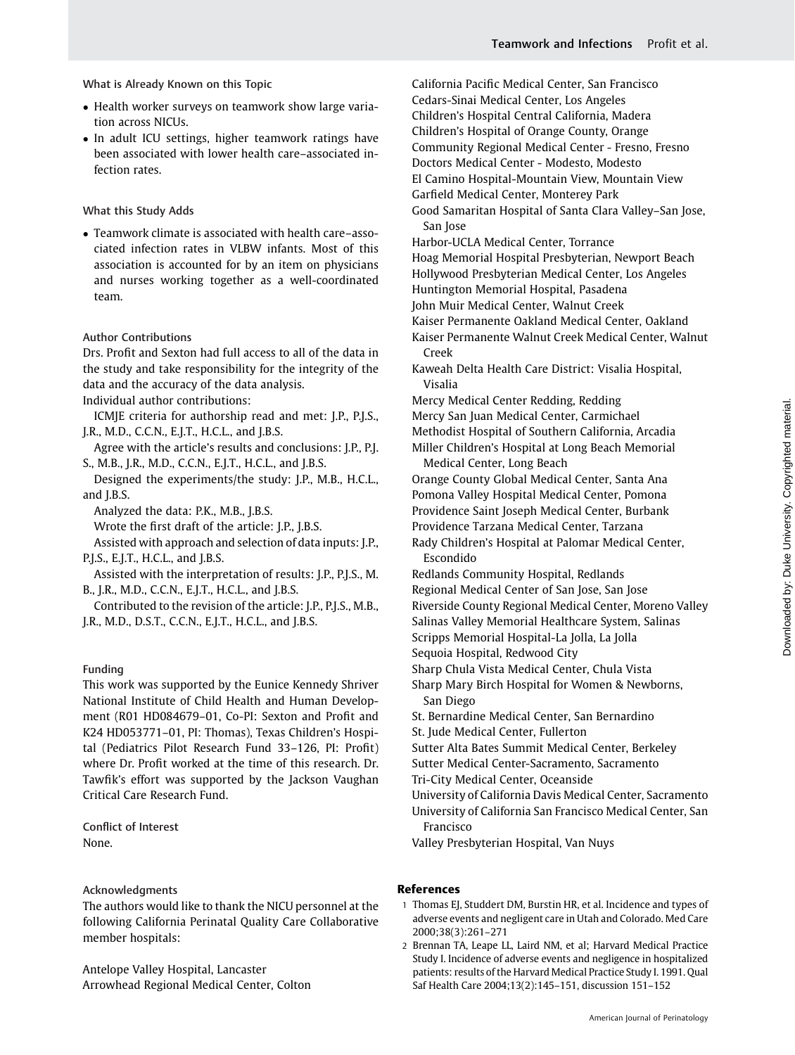### What is Already Known on this Topic

- Health worker surveys on teamwork show large variation across NICUs.
- In adult ICU settings, higher teamwork ratings have been associated with lower health care–associated infection rates.

### What this Study Adds

- Teamwork climate is associated with health care–associated infection rates in VLBW infants. Most of this association is accounted for by an item on physicians and nurses working together as a well-coordinated team.

### Author Contributions

Drs. Profit and Sexton had full access to all of the data in the study and take responsibility for the integrity of the data and the accuracy of the data analysis.

Individual author contributions:

ICMJE criteria for authorship read and met: J.P., P.J.S., J.R., M.D., C.C.N., E.J.T., H.C.L., and J.B.S.

Agree with the article's results and conclusions: J.P., P.J. S., M.B., J.R., M.D., C.C.N., E.J.T., H.C.L., and J.B.S.

Designed the experiments/the study: J.P., M.B., H.C.L., and J.B.S.

Analyzed the data: P.K., M.B., J.B.S.

Wrote the first draft of the article: J.P., J.B.S.

Assisted with approach and selection of data inputs: J.P., P.J.S., E.J.T., H.C.L., and J.B.S.

Assisted with the interpretation of results: J.P., P.J.S., M. B., J.R., M.D., C.C.N., E.J.T., H.C.L., and J.B.S.

Contributed to the revision of the article: J.P., P.J.S., M.B., J.R., M.D., D.S.T., C.C.N., E.J.T., H.C.L., and J.B.S.

### Funding

This work was supported by the Eunice Kennedy Shriver National Institute of Child Health and Human Development (R01 HD084679–01, Co-PI: Sexton and Profit and K24 HD053771–01, PI: Thomas), Texas Children's Hospital (Pediatrics Pilot Research Fund 33–126, PI: Profit) where Dr. Profit worked at the time of this research. Dr. Tawfik's effort was supported by the Jackson Vaughan Critical Care Research Fund.

### Conflict of Interest

None.

### Acknowledgments

The authors would like to thank the NICU personnel at the following California Perinatal Quality Care Collaborative member hospitals:

Antelope Valley Hospital, Lancaster
Arrowhead Regional Medical Center, Colton
California Pacific Medical Center, San Francisco
Cedars-Sinai Medical Center, Los Angeles
Children's Hospital Central California, Madera
Children's Hospital of Orange County, Orange
Community Regional Medical Center - Fresno, Fresno
Doctors Medical Center - Modesto, Modesto
El Camino Hospital-Mountain View, Mountain View
Garfield Medical Center, Monterey Park
Good Samaritan Hospital of Santa Clara Valley–San Jose, San Jose
Harbor-UCLA Medical Center, Torrance
Hoag Memorial Hospital Presbyterian, Newport Beach
Hollywood Presbyterian Medical Center, Los Angeles
Huntington Memorial Hospital, Pasadena
John Muir Medical Center, Walnut Creek
Kaiser Permanente Oakland Medical Center, Oakland
Kaiser Permanente Walnut Creek Medical Center, Walnut Creek
Kaweah Delta Health Care District: Visalia Hospital, Visalia
Mercy Medical Center Redding, Redding
Mercy San Juan Medical Center, Carmichael
Methodist Hospital of Southern California, Arcadia
Miller Children's Hospital at Long Beach Memorial Medical Center, Long Beach
Orange County Global Medical Center, Santa Ana
Pomona Valley Hospital Medical Center, Pomona
Providence Saint Joseph Medical Center, Burbank
Providence Tarzana Medical Center, Tarzana
Rady Children's Hospital at Palomar Medical Center, Escondido
Redlands Community Hospital, Redlands
Regional Medical Center of San Jose, San Jose
Riverside County Regional Medical Center, Moreno Valley
Salinas Valley Memorial Healthcare System, Salinas
Scripps Memorial Hospital-La Jolla, La Jolla
Sequoia Hospital, Redwood City
Sharp Chula Vista Medical Center, Chula Vista
Sharp Mary Birch Hospital for Women & Newborns, San Diego
St. Bernardine Medical Center, San Bernardino
St. Jude Medical Center, Fullerton
Sutter Alta Bates Summit Medical Center, Berkeley
Sutter Medical Center-Sacramento, Sacramento
Tri-City Medical Center, Oceanside
University of California Davis Medical Center, Sacramento
University of California San Francisco Medical Center, San Francisco
Valley Presbyterian Hospital, Van Nuys

## References

1 Thomas EJ, Studdert DM, Burstin HR, et al. Incidence and types of adverse events and negligent care in Utah and Colorado. Med Care 2000;38(3):261–271

2 Brennan TA, Leape LL, Laird NM, et al; Harvard Medical Practice Study I. Incidence of adverse events and negligence in hospitalized patients: results of the Harvard Medical Practice Study I. 1991. Qual Saf Health Care 2004;13(2):145–151, discussion 151–152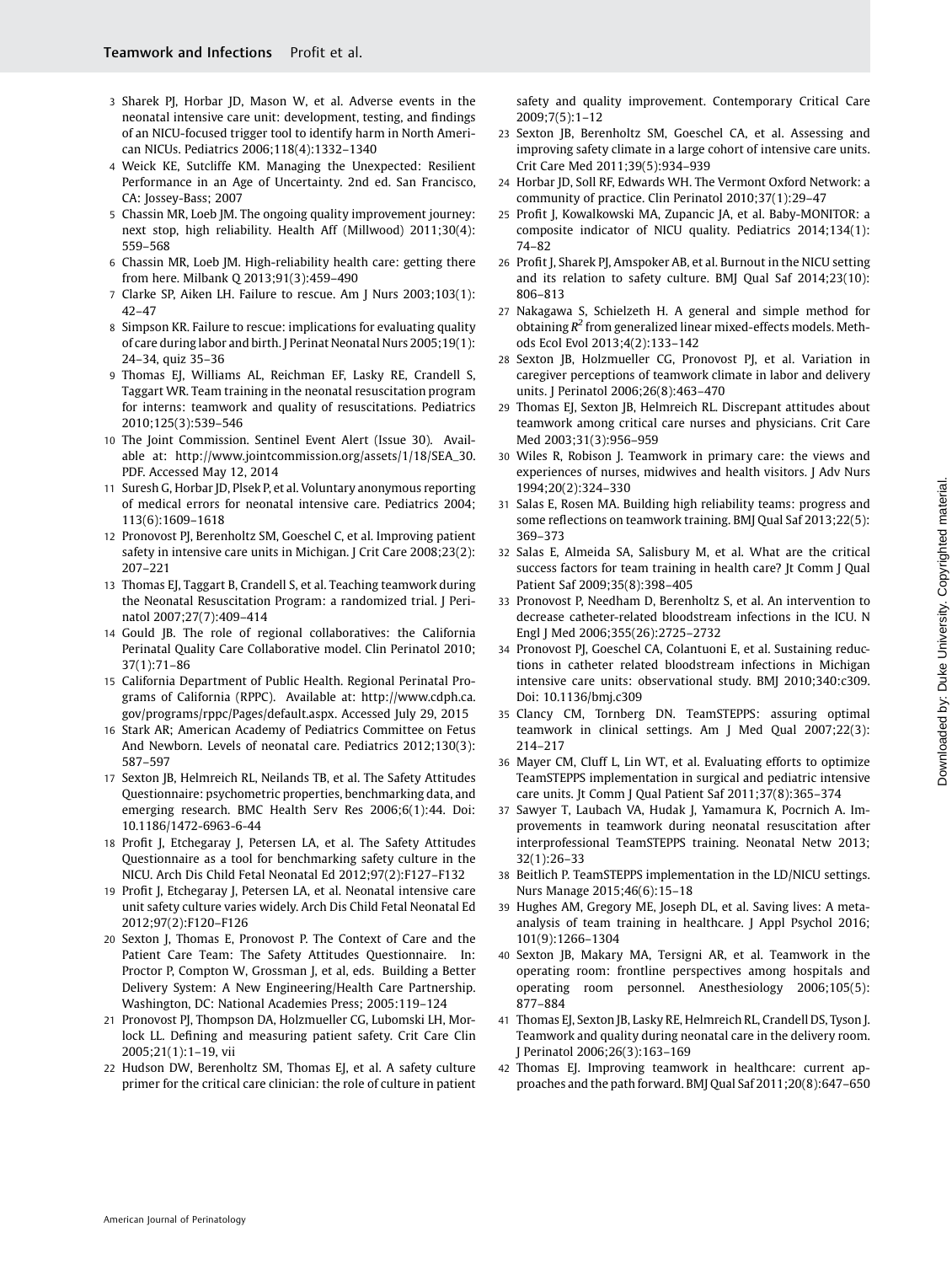3 Sharek PJ, Horbar JD, Mason W, et al. Adverse events in the neonatal intensive care unit: development, testing, and findings of an NICU-focused trigger tool to identify harm in North American NICUs. Pediatrics 2006;118(4):1332–1340

4 Weick KE, Sutcliffe KM. Managing the Unexpected: Resilient Performance in an Age of Uncertainty. 2nd ed. San Francisco, CA: Jossey-Bass; 2007

5 Chassin MR, Loeb JM. The ongoing quality improvement journey: next stop, high reliability. Health Aff (Millwood) 2011;30(4): 559–568

6 Chassin MR, Loeb JM. High-reliability health care: getting there from here. Milbank Q 2013;91(3):459–490

7 Clarke SP, Aiken LH. Failure to rescue. Am J Nurs 2003;103(1): 42–47

8 Simpson KR. Failure to rescue: implications for evaluating quality of care during labor and birth. J Perinat Neonatal Nurs 2005;19(1): 24–34, quiz 35–36

9 Thomas EJ, Williams AL, Reichman EF, Lasky RE, Crandell S, Taggart WR. Team training in the neonatal resuscitation program for interns: teamwork and quality of resuscitations. Pediatrics 2010;125(3):539–546

10 The Joint Commission. Sentinel Event Alert (Issue 30). Available at: http://www.jointcommission.org/assets/1/18/SEA_30.PDF. Accessed May 12, 2014

11 Suresh G, Horbar JD, Plsek P, et al. Voluntary anonymous reporting of medical errors for neonatal intensive care. Pediatrics 2004; 113(6):1609–1618

12 Pronovost PJ, Berenholtz SM, Goeschel C, et al. Improving patient safety in intensive care units in Michigan. J Crit Care 2008;23(2): 207–221

13 Thomas EJ, Taggart B, Crandell S, et al. Teaching teamwork during the Neonatal Resuscitation Program: a randomized trial. J Perinatol 2007;27(7):409–414

14 Gould JB. The role of regional collaboratives: the California Perinatal Quality Care Collaborative model. Clin Perinatol 2010; 37(1):71–86

15 California Department of Public Health. Regional Perinatal Programs of California (RPPC). Available at: http://www.cdph.ca.gov/programs/rppc/Pages/default.aspx. Accessed July 29, 2015

16 Stark AR; American Academy of Pediatrics Committee on Fetus And Newborn. Levels of neonatal care. Pediatrics 2012;130(3): 587–597

17 Sexton JB, Helmreich RL, Neilands TB, et al. The Safety Attitudes Questionnaire: psychometric properties, benchmarking data, and emerging research. BMC Health Serv Res 2006;6(1):44. Doi: 10.1186/1472-6963-6-44

18 Profit J, Etchegaray J, Petersen LA, et al. The Safety Attitudes Questionnaire as a tool for benchmarking safety culture in the NICU. Arch Dis Child Fetal Neonatal Ed 2012;97(2):F127–F132

19 Profit J, Etchegaray J, Petersen LA, et al. Neonatal intensive care unit safety culture varies widely. Arch Dis Child Fetal Neonatal Ed 2012;97(2):F120–F126

20 Sexton J, Thomas E, Pronovost P. The Context of Care and the Patient Care Team: The Safety Attitudes Questionnaire. In: Proctor P, Compton W, Grossman J, et al, eds. Building a Better Delivery System: A New Engineering/Health Care Partnership. Washington, DC: National Academies Press; 2005:119–124

21 Pronovost PJ, Thompson DA, Holzmueller CG, Lubomski LH, Morlock LL. Defining and measuring patient safety. Crit Care Clin 2005;21(1):1–19, vii

22 Hudson DW, Berenholtz SM, Thomas EJ, et al. A safety culture primer for the critical care clinician: the role of culture in patient safety and quality improvement. Contemporary Critical Care 2009;7(5):1–12

23 Sexton JB, Berenholtz SM, Goeschel CA, et al. Assessing and improving safety climate in a large cohort of intensive care units. Crit Care Med 2011;39(5):934–939

24 Horbar JD, Soll RF, Edwards WH. The Vermont Oxford Network: a community of practice. Clin Perinatol 2010;37(1):29–47

25 Profit J, Kowalkowski MA, Zupancic JA, et al. Baby-MONITOR: a composite indicator of NICU quality. Pediatrics 2014;134(1): 74–82

26 Profit J, Sharek PJ, Amspoker AB, et al. Burnout in the NICU setting and its relation to safety culture. BMJ Qual Saf 2014;23(10): 806–813

27 Nakagawa S, Schielzeth H. A general and simple method for obtaining $R^2$ from generalized linear mixed-effects models. Methods Ecol Evol 2013;4(2):133–142

28 Sexton JB, Holzmueller CG, Pronovost PJ, et al. Variation in caregiver perceptions of teamwork climate in labor and delivery units. J Perinatol 2006;26(8):463–470

29 Thomas EJ, Sexton JB, Helmreich RL. Discrepant attitudes about teamwork among critical care nurses and physicians. Crit Care Med 2003;31(3):956–959

30 Wiles R, Robison J. Teamwork in primary care: the views and experiences of nurses, midwives and health visitors. J Adv Nurs 1994;20(2):324–330

31 Salas E, Rosen MA. Building high reliability teams: progress and some reflections on teamwork training. BMJ Qual Saf 2013;22(5): 369–373

32 Salas E, Almeida SA, Salisbury M, et al. What are the critical success factors for team training in health care? Jt Comm J Qual Patient Saf 2009;35(8):398–405

33 Pronovost P, Needham D, Berenholtz S, et al. An intervention to decrease catheter-related bloodstream infections in the ICU. N Engl J Med 2006;355(26):2725–2732

34 Pronovost PJ, Goeschel CA, Colantuoni E, et al. Sustaining reductions in catheter related bloodstream infections in Michigan intensive care units: observational study. BMJ 2010;340:c309. Doi: 10.1136/bmj.c309

35 Clancy CM, Tornberg DN. TeamSTEPPS: assuring optimal teamwork in clinical settings. Am J Med Qual 2007;22(3): 214–217

36 Mayer CM, Cluff L, Lin WT, et al. Evaluating efforts to optimize TeamSTEPPS implementation in surgical and pediatric intensive care units. Jt Comm J Qual Patient Saf 2011;37(8):365–374

37 Sawyer T, Laubach VA, Hudak J, Yamamura K, Pocrnich A. Improvements in teamwork during neonatal resuscitation after interprofessional TeamSTEPPS training. Neonatal Netw 2013; 32(1):26–33

38 Beitlich P. TeamSTEPPS implementation in the LD/NICU settings. Nurs Manage 2015;46(6):15–18

39 Hughes AM, Gregory ME, Joseph DL, et al. Saving lives: A meta-analysis of team training in healthcare. J Appl Psychol 2016; 101(9):1266–1304

40 Sexton JB, Makary MA, Tersigni AR, et al. Teamwork in the operating room: frontline perspectives among hospitals and operating room personnel. Anesthesiology 2006;105(5): 877–884

41 Thomas EJ, Sexton JB, Lasky RE, Helmreich RL, Crandell DS, Tyson J. Teamwork and quality during neonatal care in the delivery room. J Perinatol 2006;26(3):163–169

42 Thomas EJ. Improving teamwork in healthcare: current approaches and the path forward. BMJ Qual Saf 2011;20(8):647–650